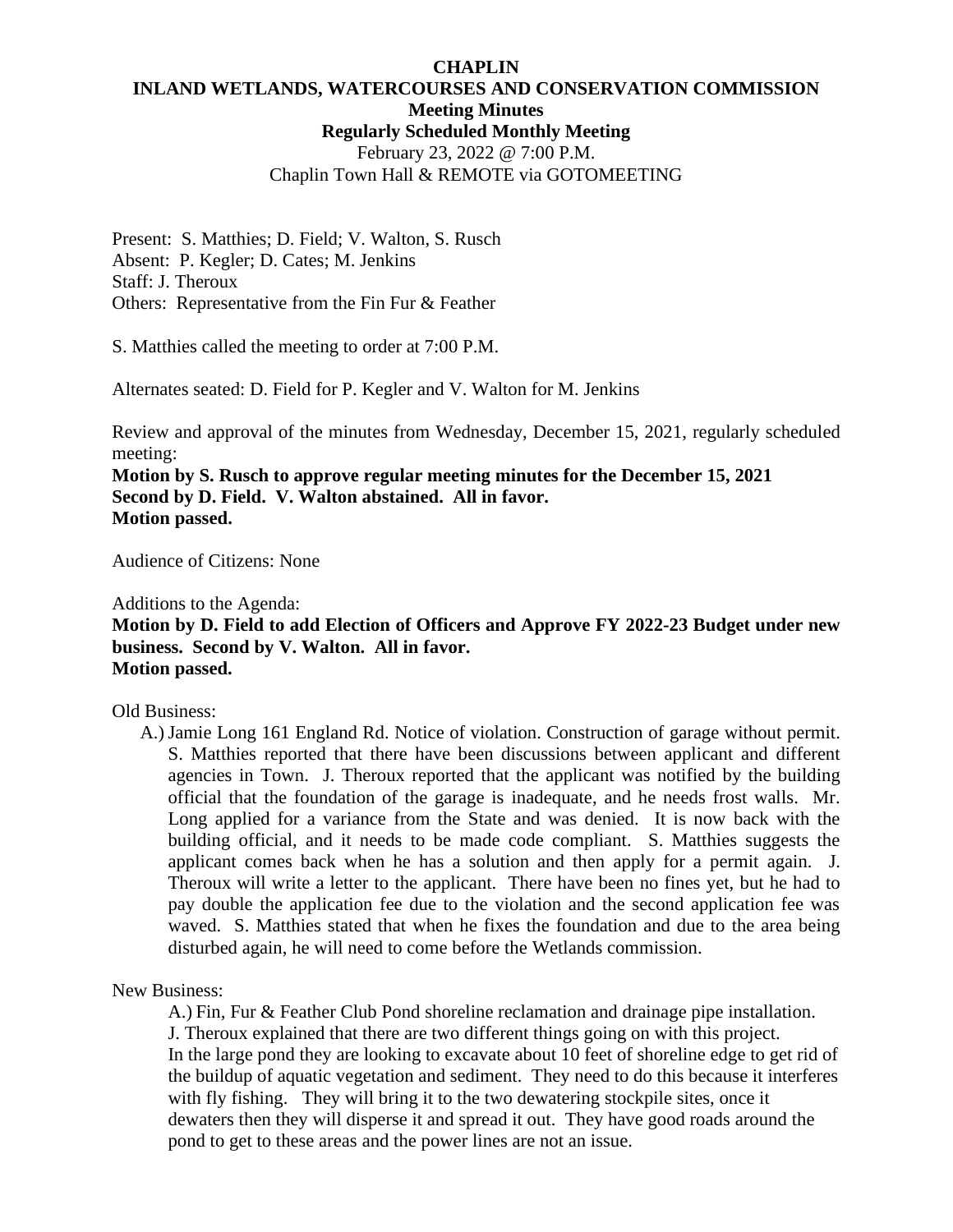# CHAPLIN
## INLAND WETLANDS, WATERCOURSES AND CONSERVATION COMMISSION
### Meeting Minutes
### Regularly Scheduled Monthly Meeting

February 23, 2022 @ 7:00 P.M.
Chaplin Town Hall & REMOTE via GOTOMEETING

Present: S. Matthies; D. Field; V. Walton, S. Rusch
Absent: P. Kegler; D. Cates; M. Jenkins
Staff: J. Theroux
Others: Representative from the Fin Fur & Feather

S. Matthies called the meeting to order at 7:00 P.M.

Alternates seated: D. Field for P. Kegler and V. Walton for M. Jenkins

Review and approval of the minutes from Wednesday, December 15, 2021, regularly scheduled meeting:
**Motion by S. Rusch to approve regular meeting minutes for the December 15, 2021**
**Second by D. Field. V. Walton abstained. All in favor.**
**Motion passed.**

Audience of Citizens: None

Additions to the Agenda:
**Motion by D. Field to add Election of Officers and Approve FY 2022-23 Budget under new business. Second by V. Walton. All in favor.**
**Motion passed.**

Old Business:

A.) Jamie Long 161 England Rd. Notice of violation. Construction of garage without permit. S. Matthies reported that there have been discussions between applicant and different agencies in Town. J. Theroux reported that the applicant was notified by the building official that the foundation of the garage is inadequate, and he needs frost walls. Mr. Long applied for a variance from the State and was denied. It is now back with the building official, and it needs to be made code compliant. S. Matthies suggests the applicant comes back when he has a solution and then apply for a permit again. J. Theroux will write a letter to the applicant. There have been no fines yet, but he had to pay double the application fee due to the violation and the second application fee was waved. S. Matthies stated that when he fixes the foundation and due to the area being disturbed again, he will need to come before the Wetlands commission.

New Business:

A.) Fin, Fur & Feather Club Pond shoreline reclamation and drainage pipe installation.
J. Theroux explained that there are two different things going on with this project.
In the large pond they are looking to excavate about 10 feet of shoreline edge to get rid of the buildup of aquatic vegetation and sediment. They need to do this because it interferes with fly fishing. They will bring it to the two dewatering stockpile sites, once it dewaters then they will disperse it and spread it out. They have good roads around the pond to get to these areas and the power lines are not an issue.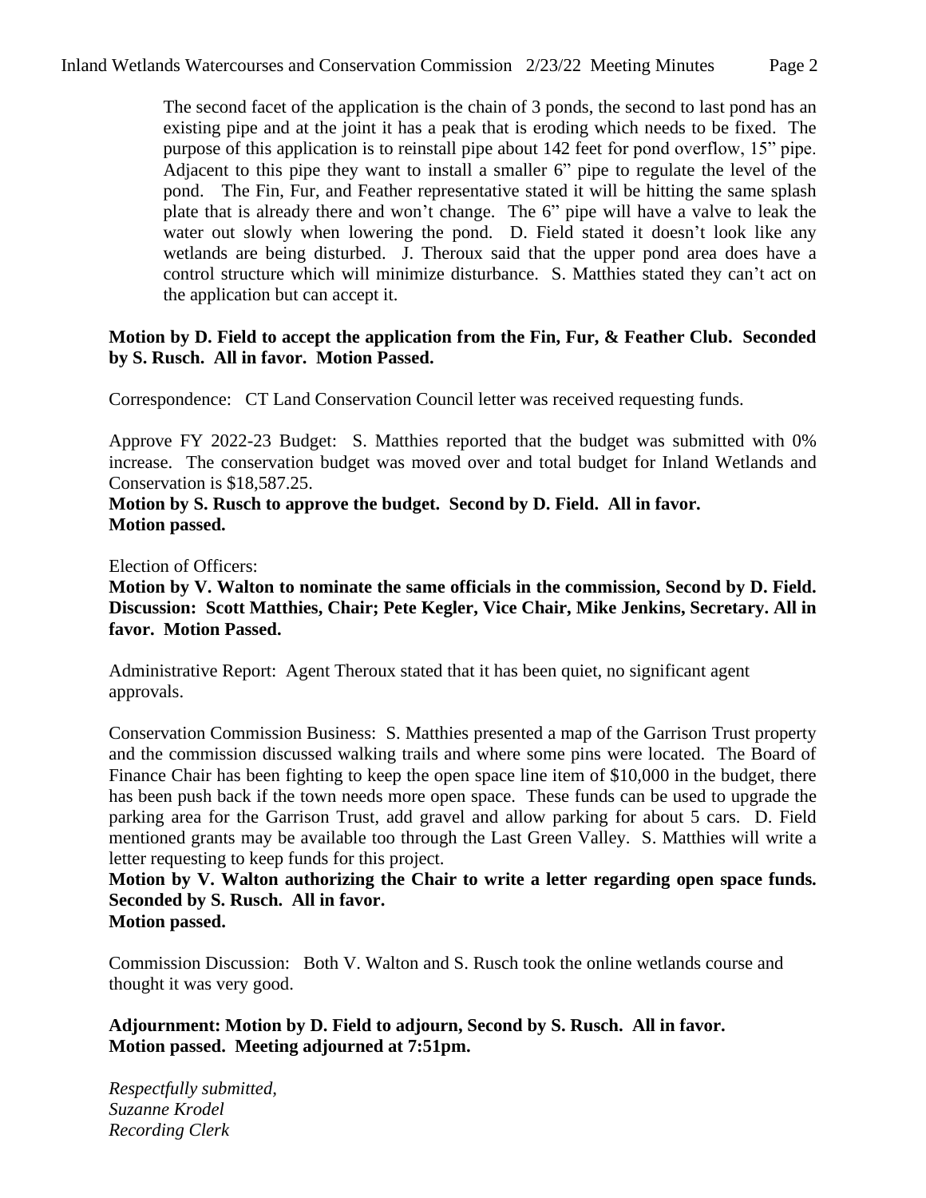The second facet of the application is the chain of 3 ponds, the second to last pond has an existing pipe and at the joint it has a peak that is eroding which needs to be fixed. The purpose of this application is to reinstall pipe about 142 feet for pond overflow, 15" pipe. Adjacent to this pipe they want to install a smaller 6" pipe to regulate the level of the pond. The Fin, Fur, and Feather representative stated it will be hitting the same splash plate that is already there and won't change. The 6" pipe will have a valve to leak the water out slowly when lowering the pond. D. Field stated it doesn't look like any wetlands are being disturbed. J. Theroux said that the upper pond area does have a control structure which will minimize disturbance. S. Matthies stated they can't act on the application but can accept it.

**Motion by D. Field to accept the application from the Fin, Fur, & Feather Club. Seconded by S. Rusch. All in favor. Motion Passed.**

Correspondence: CT Land Conservation Council letter was received requesting funds.

Approve FY 2022-23 Budget: S. Matthies reported that the budget was submitted with 0% increase. The conservation budget was moved over and total budget for Inland Wetlands and Conservation is $18,587.25.
**Motion by S. Rusch to approve the budget. Second by D. Field. All in favor. Motion passed.**

Election of Officers:
**Motion by V. Walton to nominate the same officials in the commission, Second by D. Field. Discussion: Scott Matthies, Chair; Pete Kegler, Vice Chair, Mike Jenkins, Secretary. All in favor. Motion Passed.**

Administrative Report: Agent Theroux stated that it has been quiet, no significant agent approvals.

Conservation Commission Business: S. Matthies presented a map of the Garrison Trust property and the commission discussed walking trails and where some pins were located. The Board of Finance Chair has been fighting to keep the open space line item of $10,000 in the budget, there has been push back if the town needs more open space. These funds can be used to upgrade the parking area for the Garrison Trust, add gravel and allow parking for about 5 cars. D. Field mentioned grants may be available too through the Last Green Valley. S. Matthies will write a letter requesting to keep funds for this project.
**Motion by V. Walton authorizing the Chair to write a letter regarding open space funds. Seconded by S. Rusch. All in favor. Motion passed.**

Commission Discussion: Both V. Walton and S. Rusch took the online wetlands course and thought it was very good.

**Adjournment: Motion by D. Field to adjourn, Second by S. Rusch. All in favor. Motion passed. Meeting adjourned at 7:51pm.**

*Respectfully submitted,*
*Suzanne Krodel*
*Recording Clerk*